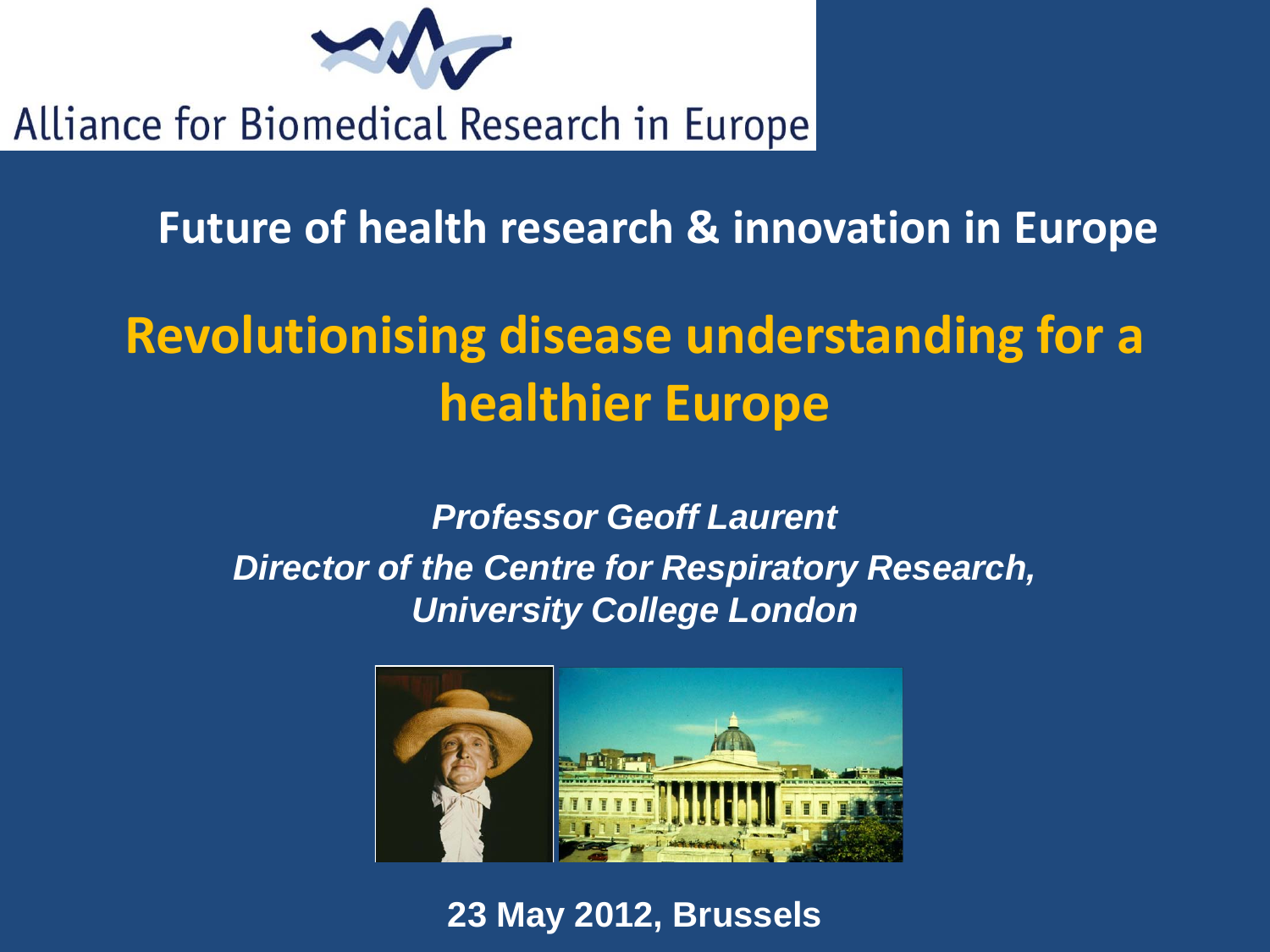Alliance for Biomedical Research in Europe

## Future of health research & innovation in Europe

# Revolutionising disease understanding for a healthier Europe

***Professor Geoff Laurent***

***Director of the Centre for Respiratory Research, University College London***

**23 May 2012, Brussels**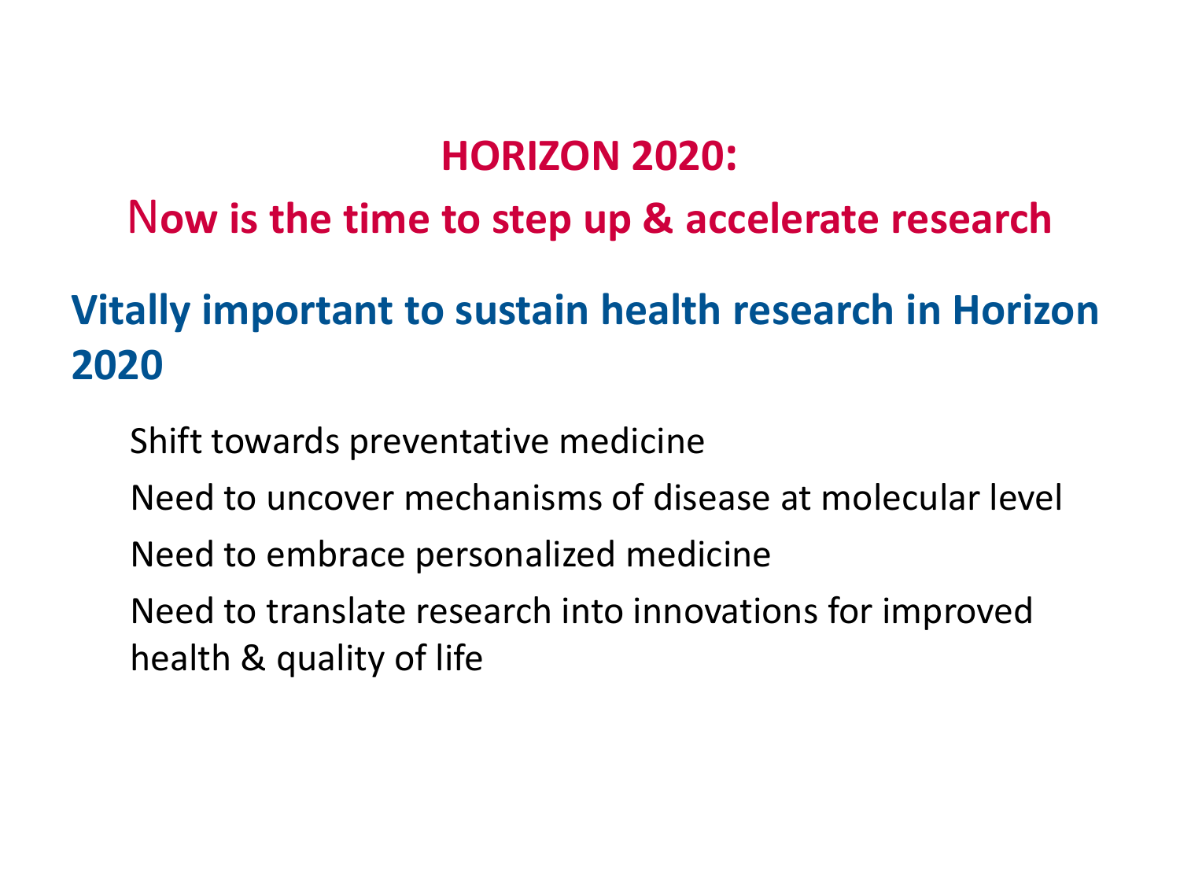## HORIZON 2020:

## Now is the time to step up & accelerate research

### Vitally important to sustain health research in Horizon 2020

- Shift towards preventative medicine
- Need to uncover mechanisms of disease at molecular level
- Need to embrace personalized medicine
- Need to translate research into innovations for improved health & quality of life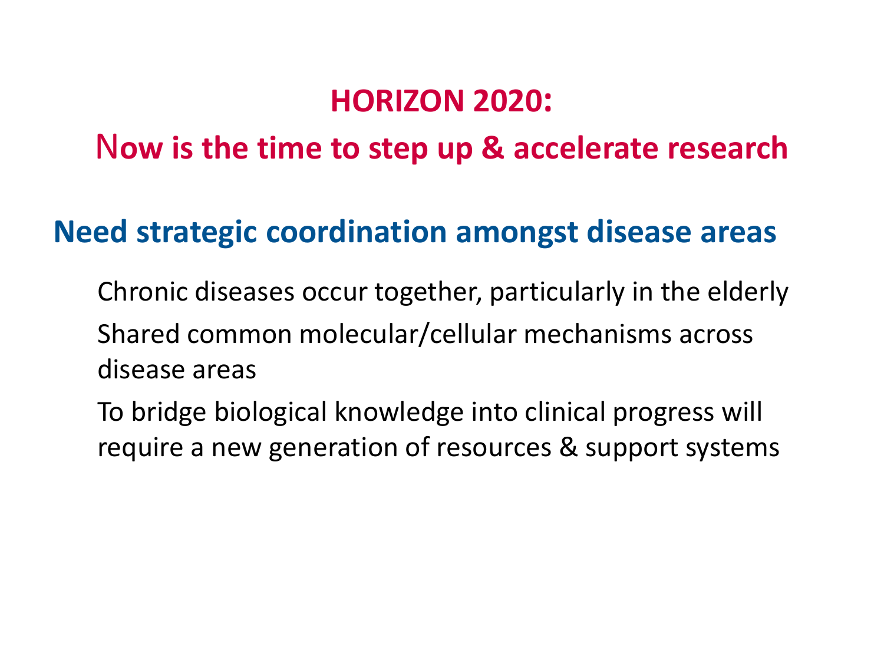# HORIZON 2020:

# Now is the time to step up & accelerate research

## Need strategic coordination amongst disease areas

- Chronic diseases occur together, particularly in the elderly
- Shared common molecular/cellular mechanisms across disease areas
- To bridge biological knowledge into clinical progress will require a new generation of resources & support systems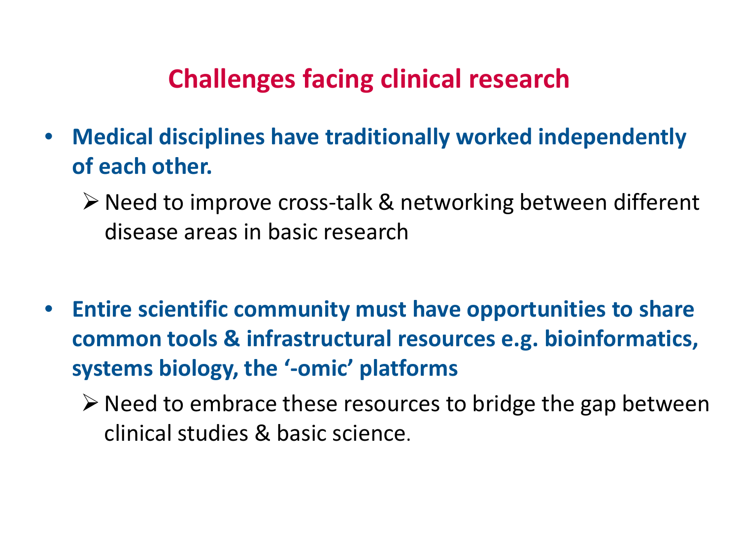# Challenges facing clinical research

- **Medical disciplines have traditionally worked independently of each other.**
  - Need to improve cross-talk & networking between different disease areas in basic research

- **Entire scientific community must have opportunities to share common tools & infrastructural resources e.g. bioinformatics, systems biology, the '-omic' platforms**
  - Need to embrace these resources to bridge the gap between clinical studies & basic science.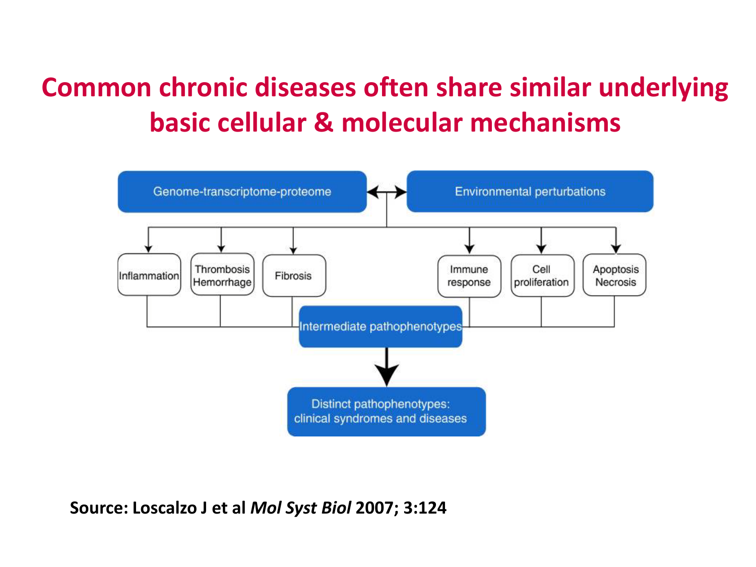# Common chronic diseases often share similar underlying basic cellular & molecular mechanisms

Genome-transcriptome-proteome ↔ Environmental perturbations

- Inflammation
- Thrombosis Hemorrhage
- Fibrosis
- Immune response
- Cell proliferation
- Apoptosis Necrosis

Intermediate pathophenotypes

↓

Distinct pathophenotypes: clinical syndromes and diseases

**Source: Loscalzo J et al *Mol Syst Biol* 2007; 3:124**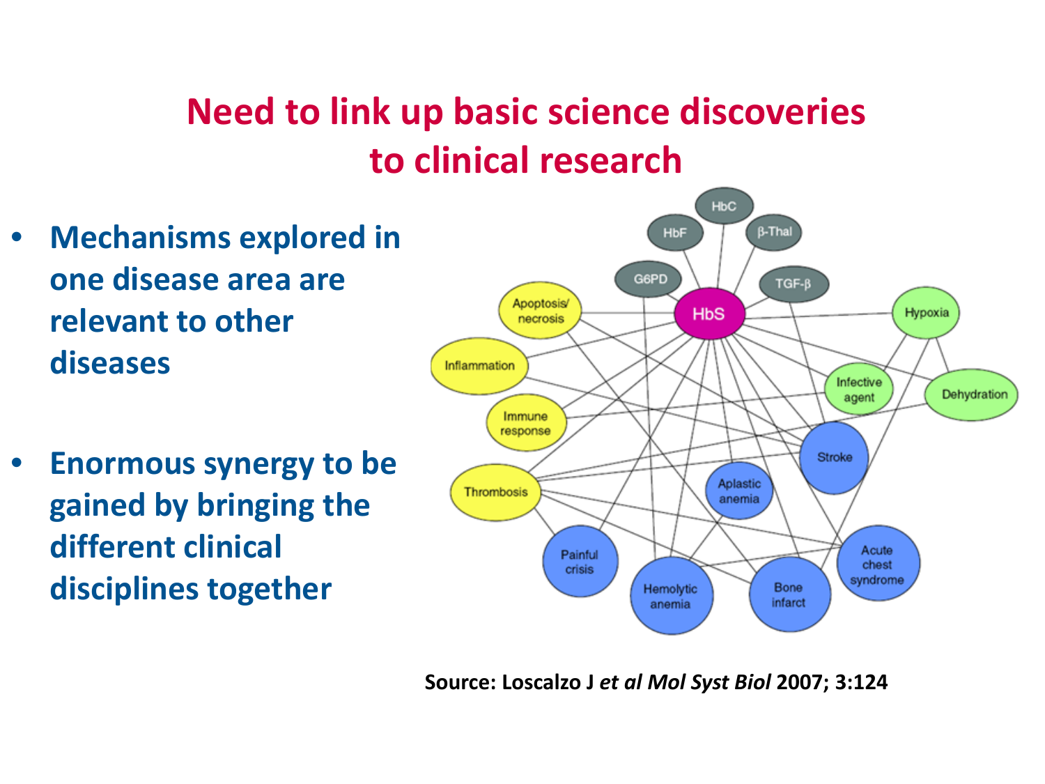# Need to link up basic science discoveries to clinical research

- **Mechanisms explored in one disease area are relevant to other diseases**

- **Enormous synergy to be gained by bringing the different clinical disciplines together**

**Source: Loscalzo J *et al Mol Syst Biol* 2007; 3:124**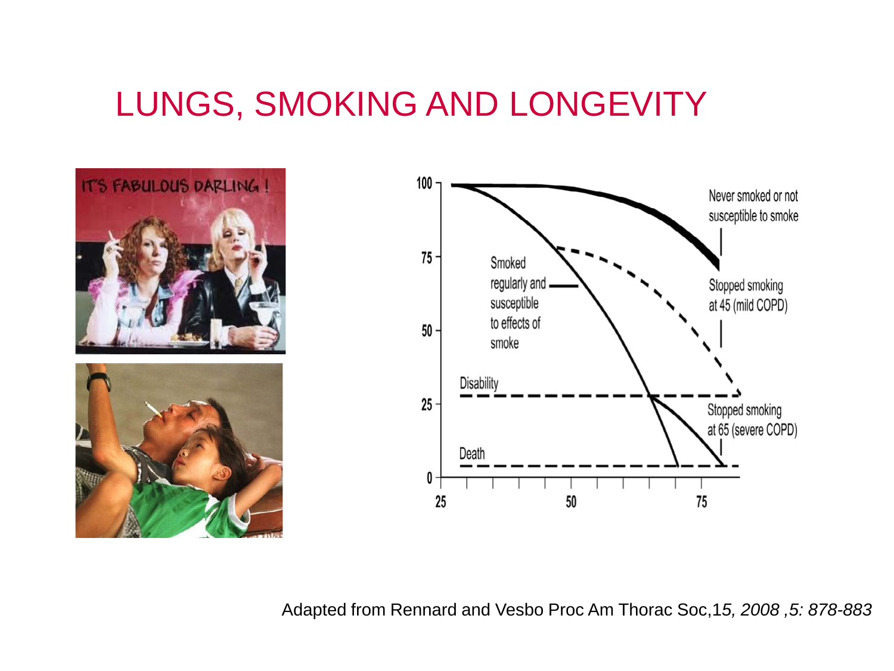# LUNGS, SMOKING AND LONGEVITY

IT'S FABULOUS DARLING !

100
75
50
25
0

25 50 75

Never smoked or not susceptible to smoke

Smoked regularly and susceptible to effects of smoke

Stopped smoking at 45 (mild COPD)

Disability

Stopped smoking at 65 (severe COPD)

Death

Adapted from Rennard and Vesbo Proc Am Thorac Soc,1*5, 2008 ,5: 878-883*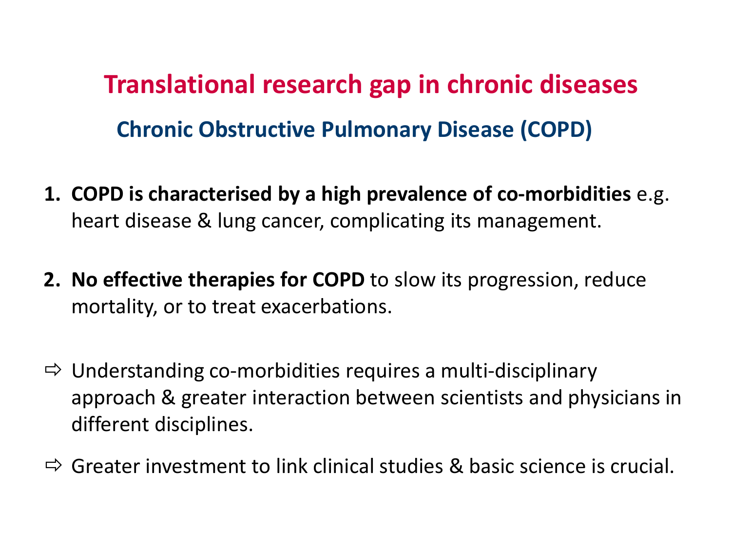# Translational research gap in chronic diseases

## Chronic Obstructive Pulmonary Disease (COPD)

1. **COPD is characterised by a high prevalence of co-morbidities** e.g. heart disease & lung cancer, complicating its management.

2. **No effective therapies for COPD** to slow its progression, reduce mortality, or to treat exacerbations.

⇨ Understanding co-morbidities requires a multi-disciplinary approach & greater interaction between scientists and physicians in different disciplines.

⇨ Greater investment to link clinical studies & basic science is crucial.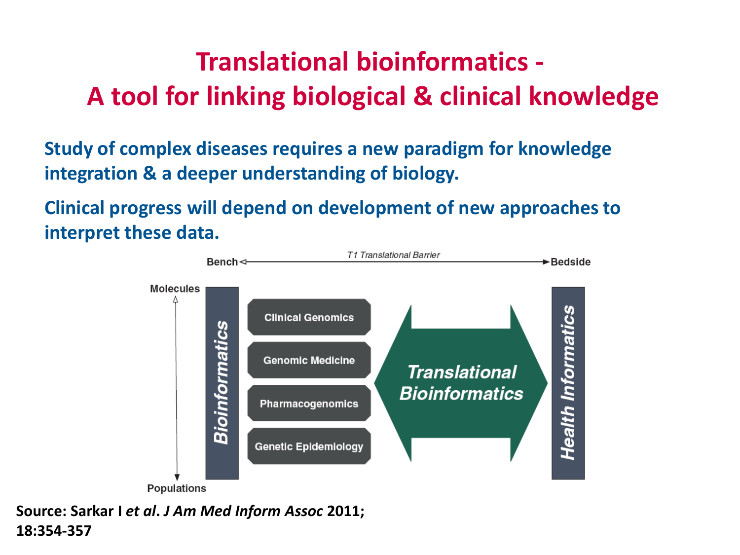# Translational bioinformatics - A tool for linking biological & clinical knowledge

**Study of complex diseases requires a new paradigm for knowledge integration & a deeper understanding of biology.**

**Clinical progress will depend on development of new approaches to interpret these data.**

Bench ◁ *T1 Translational Barrier* ▶ Bedside

Molecules ↕ Populations

*Bioinformatics*

- Clinical Genomics
- Genomic Medicine
- Pharmacogenomics
- Genetic Epidemiology

*Translational Bioinformatics*

*Health Informatics*

**Source: Sarkar I *et al*. *J Am Med Inform Assoc* 2011; 18:354-357**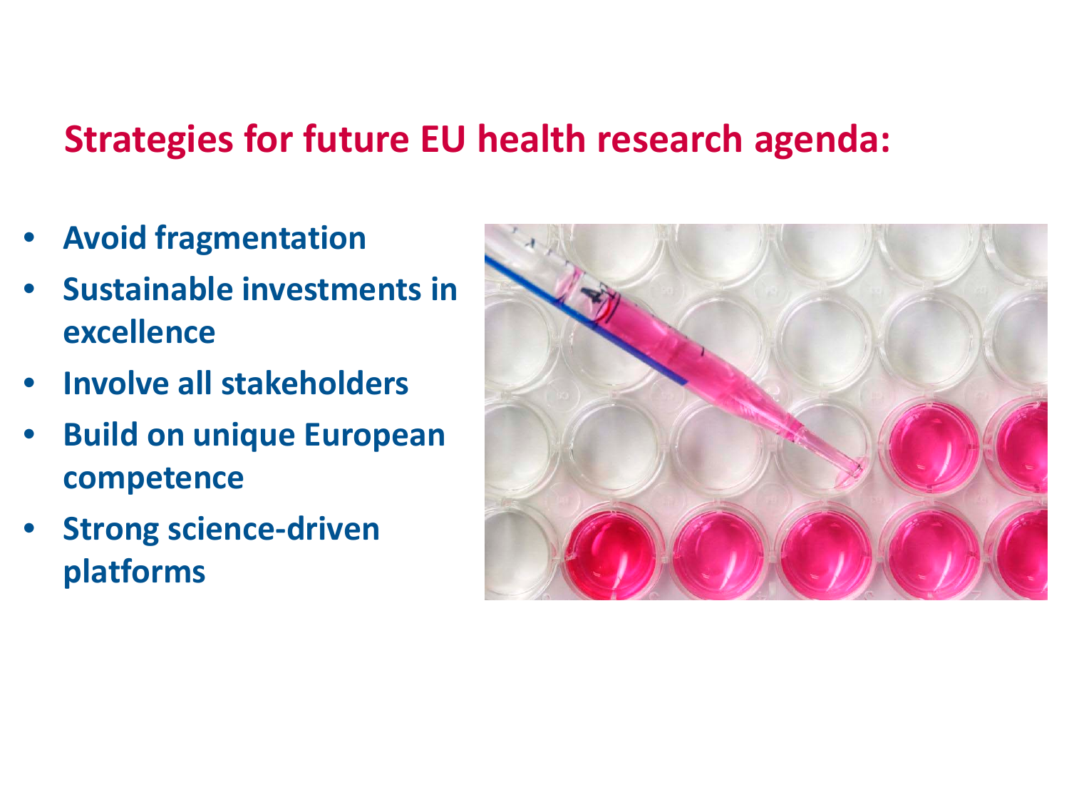## Strategies for future EU health research agenda:

- **Avoid fragmentation**
- **Sustainable investments in excellence**
- **Involve all stakeholders**
- **Build on unique European competence**
- **Strong science-driven platforms**